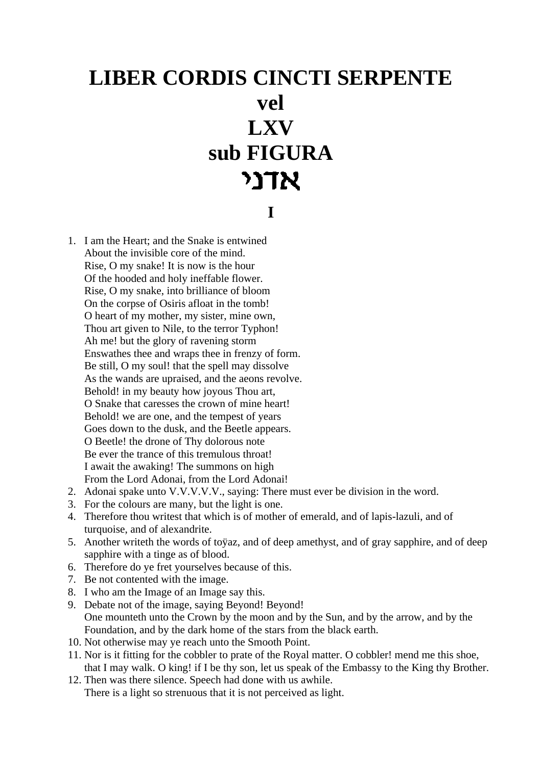# LIBER CORDIS CINCTI SERPENTE vel LXV sub FIGURA אדני

## I

1. I am the Heart; and the Snake is entwined  
   About the invisible core of the mind.  
   Rise, O my snake! It is now is the hour  
   Of the hooded and holy ineffable flower.  
   Rise, O my snake, into brilliance of bloom  
   On the corpse of Osiris afloat in the tomb!  
   O heart of my mother, my sister, mine own,  
   Thou art given to Nile, to the terror Typhon!  
   Ah me! but the glory of ravening storm  
   Enswathes thee and wraps thee in frenzy of form.  
   Be still, O my soul! that the spell may dissolve  
   As the wands are upraised, and the aeons revolve.  
   Behold! in my beauty how joyous Thou art,  
   O Snake that caresses the crown of mine heart!  
   Behold! we are one, and the tempest of years  
   Goes down to the dusk, and the Beetle appears.  
   O Beetle! the drone of Thy dolorous note  
   Be ever the trance of this tremulous throat!  
   I await the awaking! The summons on high  
   From the Lord Adonai, from the Lord Adonai!
2. Adonai spake unto V.V.V.V.V., saying: There must ever be division in the word.
3. For the colours are many, but the light is one.
4. Therefore thou writest that which is of mother of emerald, and of lapis-lazuli, and of turquoise, and of alexandrite.
5. Another writeth the words of toÿaz, and of deep amethyst, and of gray sapphire, and of deep sapphire with a tinge as of blood.
6. Therefore do ye fret yourselves because of this.
7. Be not contented with the image.
8. I who am the Image of an Image say this.
9. Debate not of the image, saying Beyond! Beyond!  
   One mounteth unto the Crown by the moon and by the Sun, and by the arrow, and by the Foundation, and by the dark home of the stars from the black earth.
10. Not otherwise may ye reach unto the Smooth Point.
11. Nor is it fitting for the cobbler to prate of the Royal matter. O cobbler! mend me this shoe, that I may walk. O king! if I be thy son, let us speak of the Embassy to the King thy Brother.
12. Then was there silence. Speech had done with us awhile.  
    There is a light so strenuous that it is not perceived as light.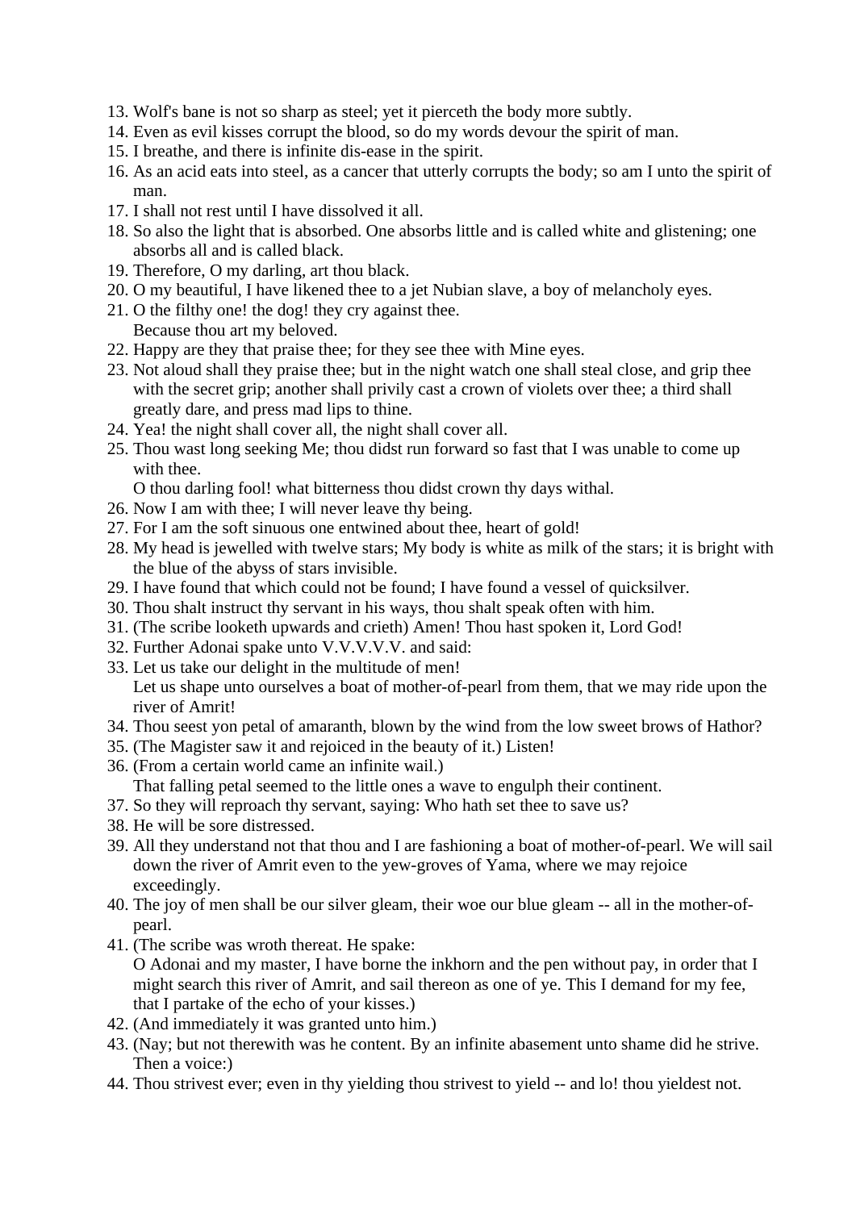13. Wolf's bane is not so sharp as steel; yet it pierceth the body more subtly.
14. Even as evil kisses corrupt the blood, so do my words devour the spirit of man.
15. I breathe, and there is infinite dis-ease in the spirit.
16. As an acid eats into steel, as a cancer that utterly corrupts the body; so am I unto the spirit of man.
17. I shall not rest until I have dissolved it all.
18. So also the light that is absorbed. One absorbs little and is called white and glistening; one absorbs all and is called black.
19. Therefore, O my darling, art thou black.
20. O my beautiful, I have likened thee to a jet Nubian slave, a boy of melancholy eyes.
21. O the filthy one! the dog! they cry against thee.
    Because thou art my beloved.
22. Happy are they that praise thee; for they see thee with Mine eyes.
23. Not aloud shall they praise thee; but in the night watch one shall steal close, and grip thee with the secret grip; another shall privily cast a crown of violets over thee; a third shall greatly dare, and press mad lips to thine.
24. Yea! the night shall cover all, the night shall cover all.
25. Thou wast long seeking Me; thou didst run forward so fast that I was unable to come up with thee.
    O thou darling fool! what bitterness thou didst crown thy days withal.
26. Now I am with thee; I will never leave thy being.
27. For I am the soft sinuous one entwined about thee, heart of gold!
28. My head is jewelled with twelve stars; My body is white as milk of the stars; it is bright with the blue of the abyss of stars invisible.
29. I have found that which could not be found; I have found a vessel of quicksilver.
30. Thou shalt instruct thy servant in his ways, thou shalt speak often with him.
31. (The scribe looketh upwards and crieth) Amen! Thou hast spoken it, Lord God!
32. Further Adonai spake unto V.V.V.V.V. and said:
33. Let us take our delight in the multitude of men!
    Let us shape unto ourselves a boat of mother-of-pearl from them, that we may ride upon the river of Amrit!
34. Thou seest yon petal of amaranth, blown by the wind from the low sweet brows of Hathor?
35. (The Magister saw it and rejoiced in the beauty of it.) Listen!
36. (From a certain world came an infinite wail.)
    That falling petal seemed to the little ones a wave to engulph their continent.
37. So they will reproach thy servant, saying: Who hath set thee to save us?
38. He will be sore distressed.
39. All they understand not that thou and I are fashioning a boat of mother-of-pearl. We will sail down the river of Amrit even to the yew-groves of Yama, where we may rejoice exceedingly.
40. The joy of men shall be our silver gleam, their woe our blue gleam -- all in the mother-of-pearl.
41. (The scribe was wroth thereat. He spake:
    O Adonai and my master, I have borne the inkhorn and the pen without pay, in order that I might search this river of Amrit, and sail thereon as one of ye. This I demand for my fee, that I partake of the echo of your kisses.)
42. (And immediately it was granted unto him.)
43. (Nay; but not therewith was he content. By an infinite abasement unto shame did he strive. Then a voice:)
44. Thou strivest ever; even in thy yielding thou strivest to yield -- and lo! thou yieldest not.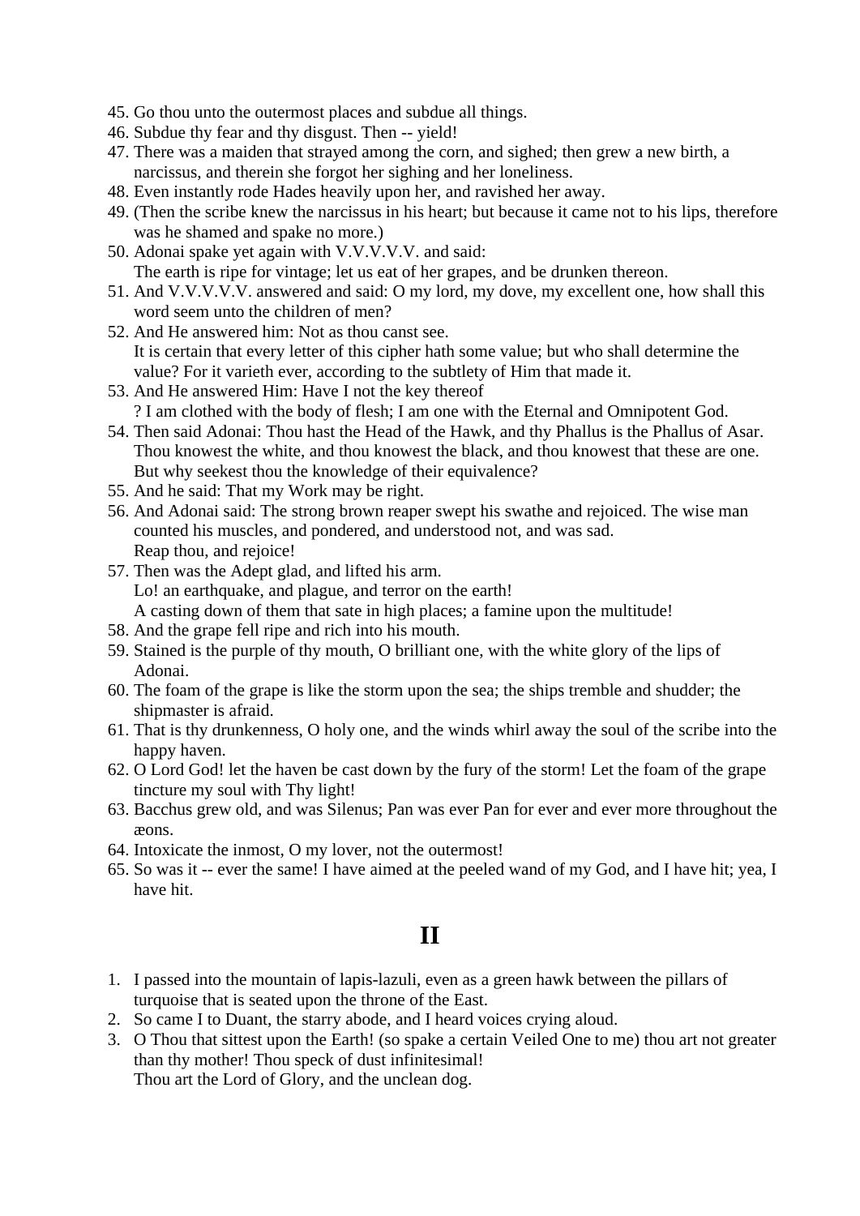45. Go thou unto the outermost places and subdue all things.
46. Subdue thy fear and thy disgust. Then -- yield!
47. There was a maiden that strayed among the corn, and sighed; then grew a new birth, a narcissus, and therein she forgot her sighing and her loneliness.
48. Even instantly rode Hades heavily upon her, and ravished her away.
49. (Then the scribe knew the narcissus in his heart; but because it came not to his lips, therefore was he shamed and spake no more.)
50. Adonai spake yet again with V.V.V.V.V. and said:
    The earth is ripe for vintage; let us eat of her grapes, and be drunken thereon.
51. And V.V.V.V.V. answered and said: O my lord, my dove, my excellent one, how shall this word seem unto the children of men?
52. And He answered him: Not as thou canst see.
    It is certain that every letter of this cipher hath some value; but who shall determine the value? For it varieth ever, according to the subtlety of Him that made it.
53. And He answered Him: Have I not the key thereof
    ? I am clothed with the body of flesh; I am one with the Eternal and Omnipotent God.
54. Then said Adonai: Thou hast the Head of the Hawk, and thy Phallus is the Phallus of Asar. Thou knowest the white, and thou knowest the black, and thou knowest that these are one. But why seekest thou the knowledge of their equivalence?
55. And he said: That my Work may be right.
56. And Adonai said: The strong brown reaper swept his swathe and rejoiced. The wise man counted his muscles, and pondered, and understood not, and was sad.
    Reap thou, and rejoice!
57. Then was the Adept glad, and lifted his arm.
    Lo! an earthquake, and plague, and terror on the earth!
    A casting down of them that sate in high places; a famine upon the multitude!
58. And the grape fell ripe and rich into his mouth.
59. Stained is the purple of thy mouth, O brilliant one, with the white glory of the lips of Adonai.
60. The foam of the grape is like the storm upon the sea; the ships tremble and shudder; the shipmaster is afraid.
61. That is thy drunkenness, O holy one, and the winds whirl away the soul of the scribe into the happy haven.
62. O Lord God! let the haven be cast down by the fury of the storm! Let the foam of the grape tincture my soul with Thy light!
63. Bacchus grew old, and was Silenus; Pan was ever Pan for ever and ever more throughout the æons.
64. Intoxicate the inmost, O my lover, not the outermost!
65. So was it -- ever the same! I have aimed at the peeled wand of my God, and I have hit; yea, I have hit.

# II

1. I passed into the mountain of lapis-lazuli, even as a green hawk between the pillars of turquoise that is seated upon the throne of the East.
2. So came I to Duant, the starry abode, and I heard voices crying aloud.
3. O Thou that sittest upon the Earth! (so spake a certain Veiled One to me) thou art not greater than thy mother! Thou speck of dust infinitesimal!
   Thou art the Lord of Glory, and the unclean dog.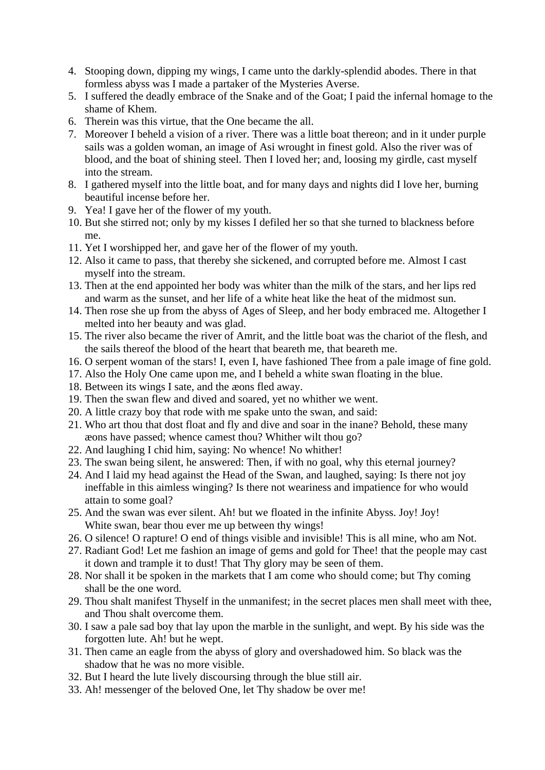4. Stooping down, dipping my wings, I came unto the darkly-splendid abodes. There in that formless abyss was I made a partaker of the Mysteries Averse.
5. I suffered the deadly embrace of the Snake and of the Goat; I paid the infernal homage to the shame of Khem.
6. Therein was this virtue, that the One became the all.
7. Moreover I beheld a vision of a river. There was a little boat thereon; and in it under purple sails was a golden woman, an image of Asi wrought in finest gold. Also the river was of blood, and the boat of shining steel. Then I loved her; and, loosing my girdle, cast myself into the stream.
8. I gathered myself into the little boat, and for many days and nights did I love her, burning beautiful incense before her.
9. Yea! I gave her of the flower of my youth.
10. But she stirred not; only by my kisses I defiled her so that she turned to blackness before me.
11. Yet I worshipped her, and gave her of the flower of my youth.
12. Also it came to pass, that thereby she sickened, and corrupted before me. Almost I cast myself into the stream.
13. Then at the end appointed her body was whiter than the milk of the stars, and her lips red and warm as the sunset, and her life of a white heat like the heat of the midmost sun.
14. Then rose she up from the abyss of Ages of Sleep, and her body embraced me. Altogether I melted into her beauty and was glad.
15. The river also became the river of Amrit, and the little boat was the chariot of the flesh, and the sails thereof the blood of the heart that beareth me, that beareth me.
16. O serpent woman of the stars! I, even I, have fashioned Thee from a pale image of fine gold.
17. Also the Holy One came upon me, and I beheld a white swan floating in the blue.
18. Between its wings I sate, and the æons fled away.
19. Then the swan flew and dived and soared, yet no whither we went.
20. A little crazy boy that rode with me spake unto the swan, and said:
21. Who art thou that dost float and fly and dive and soar in the inane? Behold, these many æons have passed; whence camest thou? Whither wilt thou go?
22. And laughing I chid him, saying: No whence! No whither!
23. The swan being silent, he answered: Then, if with no goal, why this eternal journey?
24. And I laid my head against the Head of the Swan, and laughed, saying: Is there not joy ineffable in this aimless winging? Is there not weariness and impatience for who would attain to some goal?
25. And the swan was ever silent. Ah! but we floated in the infinite Abyss. Joy! Joy! White swan, bear thou ever me up between thy wings!
26. O silence! O rapture! O end of things visible and invisible! This is all mine, who am Not.
27. Radiant God! Let me fashion an image of gems and gold for Thee! that the people may cast it down and trample it to dust! That Thy glory may be seen of them.
28. Nor shall it be spoken in the markets that I am come who should come; but Thy coming shall be the one word.
29. Thou shalt manifest Thyself in the unmanifest; in the secret places men shall meet with thee, and Thou shalt overcome them.
30. I saw a pale sad boy that lay upon the marble in the sunlight, and wept. By his side was the forgotten lute. Ah! but he wept.
31. Then came an eagle from the abyss of glory and overshadowed him. So black was the shadow that he was no more visible.
32. But I heard the lute lively discoursing through the blue still air.
33. Ah! messenger of the beloved One, let Thy shadow be over me!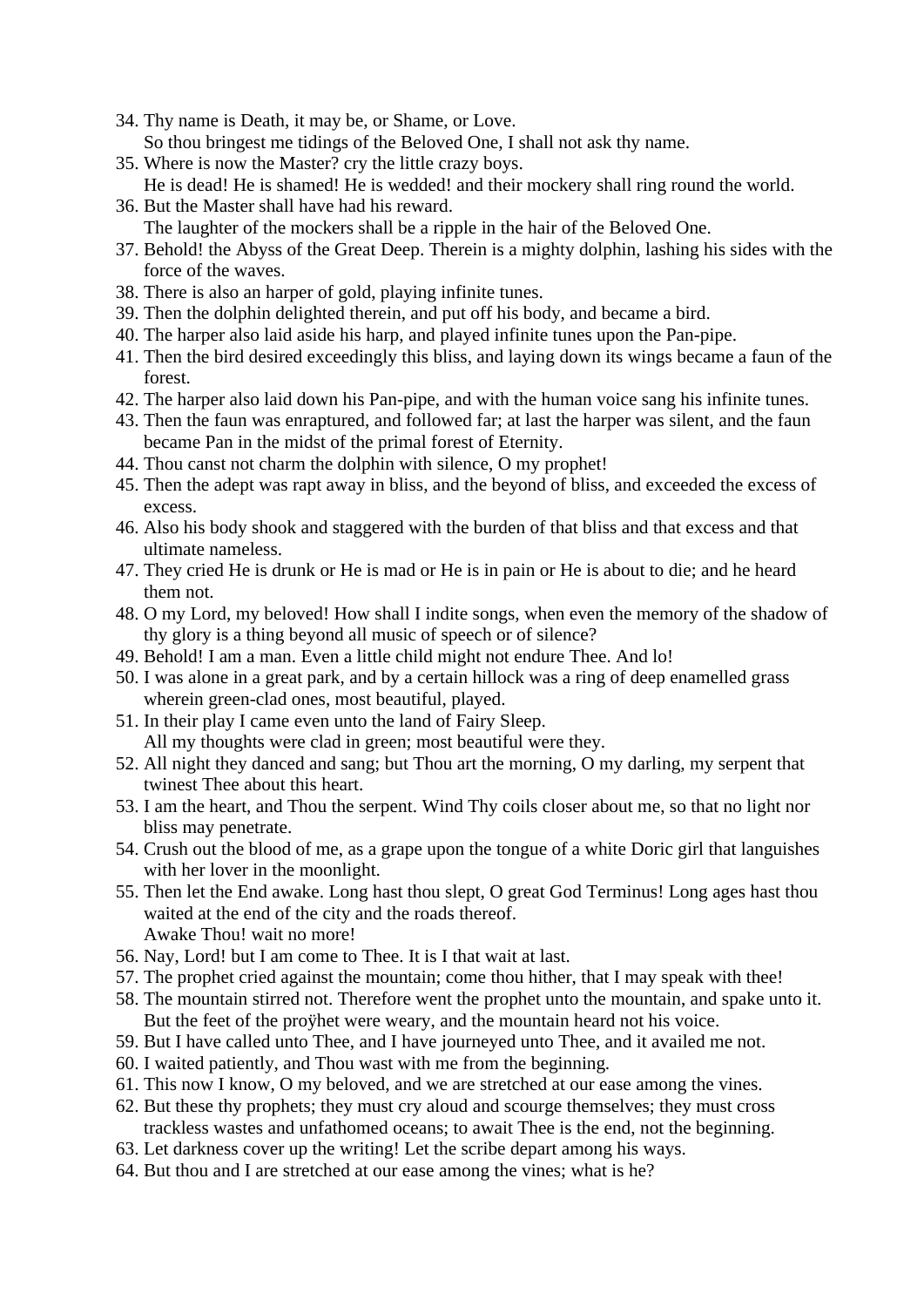34. Thy name is Death, it may be, or Shame, or Love.
    So thou bringest me tidings of the Beloved One, I shall not ask thy name.
35. Where is now the Master? cry the little crazy boys.
    He is dead! He is shamed! He is wedded! and their mockery shall ring round the world.
36. But the Master shall have had his reward.
    The laughter of the mockers shall be a ripple in the hair of the Beloved One.
37. Behold! the Abyss of the Great Deep. Therein is a mighty dolphin, lashing his sides with the force of the waves.
38. There is also an harper of gold, playing infinite tunes.
39. Then the dolphin delighted therein, and put off his body, and became a bird.
40. The harper also laid aside his harp, and played infinite tunes upon the Pan-pipe.
41. Then the bird desired exceedingly this bliss, and laying down its wings became a faun of the forest.
42. The harper also laid down his Pan-pipe, and with the human voice sang his infinite tunes.
43. Then the faun was enraptured, and followed far; at last the harper was silent, and the faun became Pan in the midst of the primal forest of Eternity.
44. Thou canst not charm the dolphin with silence, O my prophet!
45. Then the adept was rapt away in bliss, and the beyond of bliss, and exceeded the excess of excess.
46. Also his body shook and staggered with the burden of that bliss and that excess and that ultimate nameless.
47. They cried He is drunk or He is mad or He is in pain or He is about to die; and he heard them not.
48. O my Lord, my beloved! How shall I indite songs, when even the memory of the shadow of thy glory is a thing beyond all music of speech or of silence?
49. Behold! I am a man. Even a little child might not endure Thee. And lo!
50. I was alone in a great park, and by a certain hillock was a ring of deep enamelled grass wherein green-clad ones, most beautiful, played.
51. In their play I came even unto the land of Fairy Sleep.
    All my thoughts were clad in green; most beautiful were they.
52. All night they danced and sang; but Thou art the morning, O my darling, my serpent that twinest Thee about this heart.
53. I am the heart, and Thou the serpent. Wind Thy coils closer about me, so that no light nor bliss may penetrate.
54. Crush out the blood of me, as a grape upon the tongue of a white Doric girl that languishes with her lover in the moonlight.
55. Then let the End awake. Long hast thou slept, O great God Terminus! Long ages hast thou waited at the end of the city and the roads thereof.
    Awake Thou! wait no more!
56. Nay, Lord! but I am come to Thee. It is I that wait at last.
57. The prophet cried against the mountain; come thou hither, that I may speak with thee!
58. The mountain stirred not. Therefore went the prophet unto the mountain, and spake unto it.
    But the feet of the proÿhet were weary, and the mountain heard not his voice.
59. But I have called unto Thee, and I have journeyed unto Thee, and it availed me not.
60. I waited patiently, and Thou wast with me from the beginning.
61. This now I know, O my beloved, and we are stretched at our ease among the vines.
62. But these thy prophets; they must cry aloud and scourge themselves; they must cross trackless wastes and unfathomed oceans; to await Thee is the end, not the beginning.
63. Let darkness cover up the writing! Let the scribe depart among his ways.
64. But thou and I are stretched at our ease among the vines; what is he?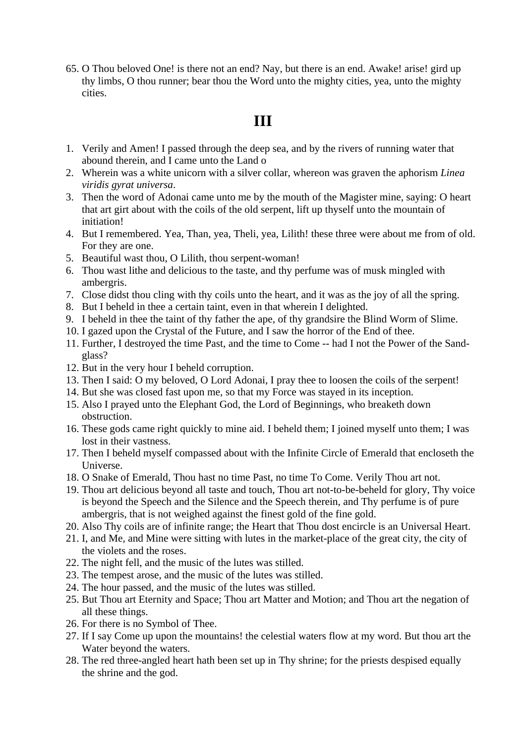65. O Thou beloved One! is there not an end? Nay, but there is an end. Awake! arise! gird up thy limbs, O thou runner; bear thou the Word unto the mighty cities, yea, unto the mighty cities.

# III

1. Verily and Amen! I passed through the deep sea, and by the rivers of running water that abound therein, and I came unto the Land o
2. Wherein was a white unicorn with a silver collar, whereon was graven the aphorism *Linea viridis gyrat universa*.
3. Then the word of Adonai came unto me by the mouth of the Magister mine, saying: O heart that art girt about with the coils of the old serpent, lift up thyself unto the mountain of initiation!
4. But I remembered. Yea, Than, yea, Theli, yea, Lilith! these three were about me from of old. For they are one.
5. Beautiful wast thou, O Lilith, thou serpent-woman!
6. Thou wast lithe and delicious to the taste, and thy perfume was of musk mingled with ambergris.
7. Close didst thou cling with thy coils unto the heart, and it was as the joy of all the spring.
8. But I beheld in thee a certain taint, even in that wherein I delighted.
9. I beheld in thee the taint of thy father the ape, of thy grandsire the Blind Worm of Slime.
10. I gazed upon the Crystal of the Future, and I saw the horror of the End of thee.
11. Further, I destroyed the time Past, and the time to Come -- had I not the Power of the Sand-glass?
12. But in the very hour I beheld corruption.
13. Then I said: O my beloved, O Lord Adonai, I pray thee to loosen the coils of the serpent!
14. But she was closed fast upon me, so that my Force was stayed in its inception.
15. Also I prayed unto the Elephant God, the Lord of Beginnings, who breaketh down obstruction.
16. These gods came right quickly to mine aid. I beheld them; I joined myself unto them; I was lost in their vastness.
17. Then I beheld myself compassed about with the Infinite Circle of Emerald that encloseth the Universe.
18. O Snake of Emerald, Thou hast no time Past, no time To Come. Verily Thou art not.
19. Thou art delicious beyond all taste and touch, Thou art not-to-be-beheld for glory, Thy voice is beyond the Speech and the Silence and the Speech therein, and Thy perfume is of pure ambergris, that is not weighed against the finest gold of the fine gold.
20. Also Thy coils are of infinite range; the Heart that Thou dost encircle is an Universal Heart.
21. I, and Me, and Mine were sitting with lutes in the market-place of the great city, the city of the violets and the roses.
22. The night fell, and the music of the lutes was stilled.
23. The tempest arose, and the music of the lutes was stilled.
24. The hour passed, and the music of the lutes was stilled.
25. But Thou art Eternity and Space; Thou art Matter and Motion; and Thou art the negation of all these things.
26. For there is no Symbol of Thee.
27. If I say Come up upon the mountains! the celestial waters flow at my word. But thou art the Water beyond the waters.
28. The red three-angled heart hath been set up in Thy shrine; for the priests despised equally the shrine and the god.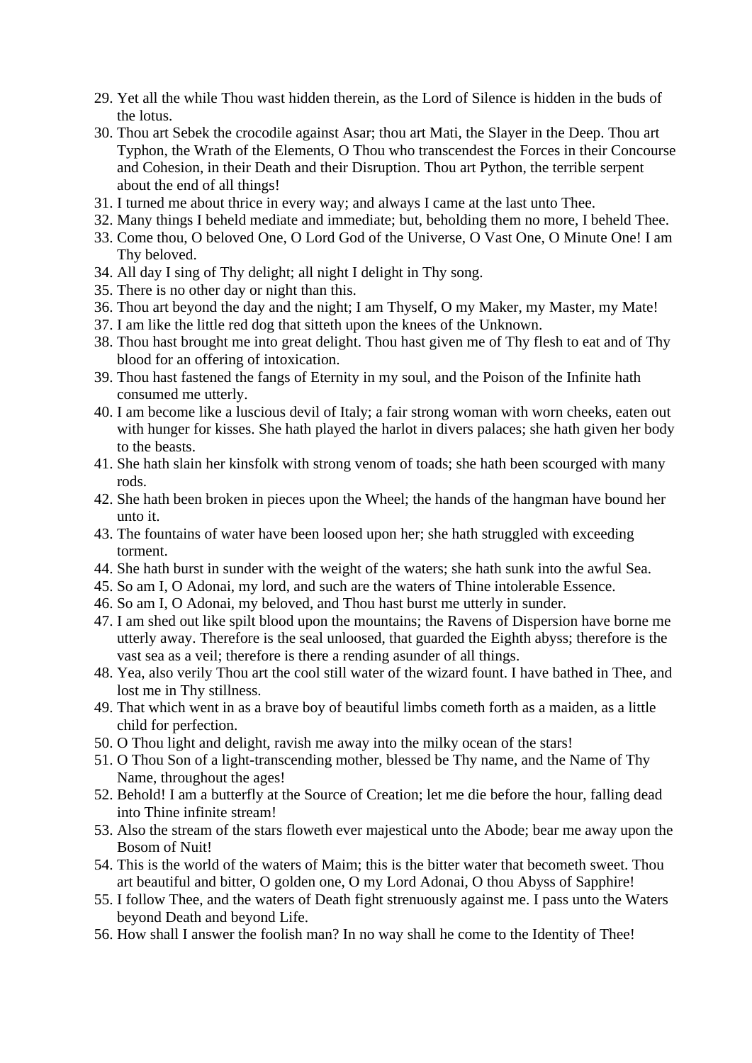29. Yet all the while Thou wast hidden therein, as the Lord of Silence is hidden in the buds of the lotus.
30. Thou art Sebek the crocodile against Asar; thou art Mati, the Slayer in the Deep. Thou art Typhon, the Wrath of the Elements, O Thou who transcendest the Forces in their Concourse and Cohesion, in their Death and their Disruption. Thou art Python, the terrible serpent about the end of all things!
31. I turned me about thrice in every way; and always I came at the last unto Thee.
32. Many things I beheld mediate and immediate; but, beholding them no more, I beheld Thee.
33. Come thou, O beloved One, O Lord God of the Universe, O Vast One, O Minute One! I am Thy beloved.
34. All day I sing of Thy delight; all night I delight in Thy song.
35. There is no other day or night than this.
36. Thou art beyond the day and the night; I am Thyself, O my Maker, my Master, my Mate!
37. I am like the little red dog that sitteth upon the knees of the Unknown.
38. Thou hast brought me into great delight. Thou hast given me of Thy flesh to eat and of Thy blood for an offering of intoxication.
39. Thou hast fastened the fangs of Eternity in my soul, and the Poison of the Infinite hath consumed me utterly.
40. I am become like a luscious devil of Italy; a fair strong woman with worn cheeks, eaten out with hunger for kisses. She hath played the harlot in divers palaces; she hath given her body to the beasts.
41. She hath slain her kinsfolk with strong venom of toads; she hath been scourged with many rods.
42. She hath been broken in pieces upon the Wheel; the hands of the hangman have bound her unto it.
43. The fountains of water have been loosed upon her; she hath struggled with exceeding torment.
44. She hath burst in sunder with the weight of the waters; she hath sunk into the awful Sea.
45. So am I, O Adonai, my lord, and such are the waters of Thine intolerable Essence.
46. So am I, O Adonai, my beloved, and Thou hast burst me utterly in sunder.
47. I am shed out like spilt blood upon the mountains; the Ravens of Dispersion have borne me utterly away. Therefore is the seal unloosed, that guarded the Eighth abyss; therefore is the vast sea as a veil; therefore is there a rending asunder of all things.
48. Yea, also verily Thou art the cool still water of the wizard fount. I have bathed in Thee, and lost me in Thy stillness.
49. That which went in as a brave boy of beautiful limbs cometh forth as a maiden, as a little child for perfection.
50. O Thou light and delight, ravish me away into the milky ocean of the stars!
51. O Thou Son of a light-transcending mother, blessed be Thy name, and the Name of Thy Name, throughout the ages!
52. Behold! I am a butterfly at the Source of Creation; let me die before the hour, falling dead into Thine infinite stream!
53. Also the stream of the stars floweth ever majestical unto the Abode; bear me away upon the Bosom of Nuit!
54. This is the world of the waters of Maim; this is the bitter water that becometh sweet. Thou art beautiful and bitter, O golden one, O my Lord Adonai, O thou Abyss of Sapphire!
55. I follow Thee, and the waters of Death fight strenuously against me. I pass unto the Waters beyond Death and beyond Life.
56. How shall I answer the foolish man? In no way shall he come to the Identity of Thee!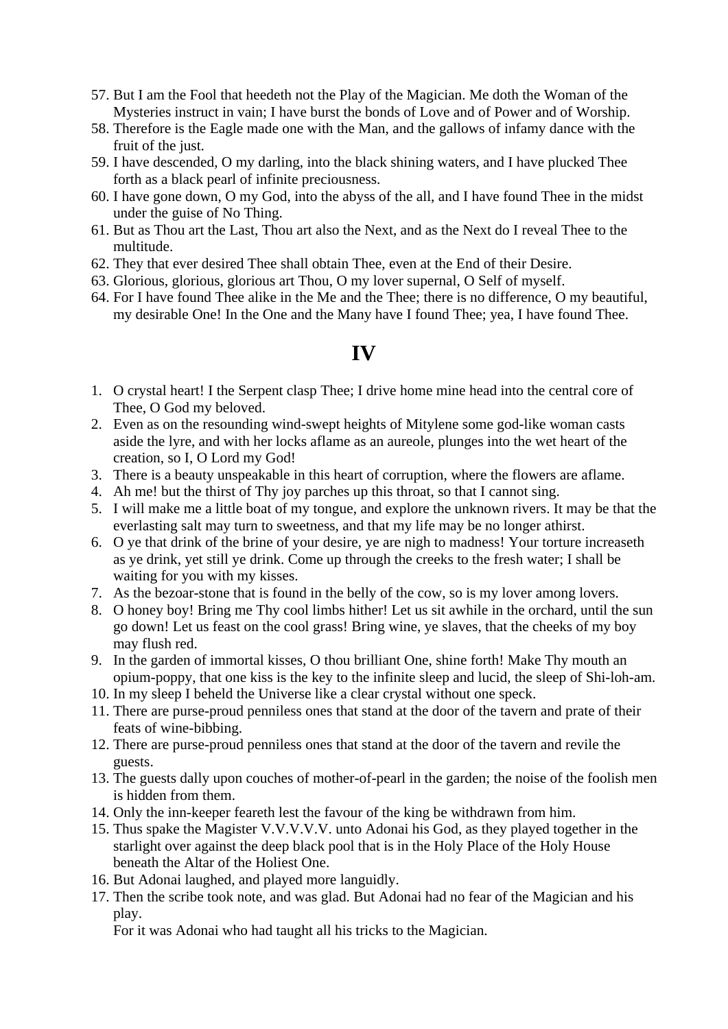57. But I am the Fool that heedeth not the Play of the Magician. Me doth the Woman of the Mysteries instruct in vain; I have burst the bonds of Love and of Power and of Worship.
58. Therefore is the Eagle made one with the Man, and the gallows of infamy dance with the fruit of the just.
59. I have descended, O my darling, into the black shining waters, and I have plucked Thee forth as a black pearl of infinite preciousness.
60. I have gone down, O my God, into the abyss of the all, and I have found Thee in the midst under the guise of No Thing.
61. But as Thou art the Last, Thou art also the Next, and as the Next do I reveal Thee to the multitude.
62. They that ever desired Thee shall obtain Thee, even at the End of their Desire.
63. Glorious, glorious, glorious art Thou, O my lover supernal, O Self of myself.
64. For I have found Thee alike in the Me and the Thee; there is no difference, O my beautiful, my desirable One! In the One and the Many have I found Thee; yea, I have found Thee.

# IV

1. O crystal heart! I the Serpent clasp Thee; I drive home mine head into the central core of Thee, O God my beloved.
2. Even as on the resounding wind-swept heights of Mitylene some god-like woman casts aside the lyre, and with her locks aflame as an aureole, plunges into the wet heart of the creation, so I, O Lord my God!
3. There is a beauty unspeakable in this heart of corruption, where the flowers are aflame.
4. Ah me! but the thirst of Thy joy parches up this throat, so that I cannot sing.
5. I will make me a little boat of my tongue, and explore the unknown rivers. It may be that the everlasting salt may turn to sweetness, and that my life may be no longer athirst.
6. O ye that drink of the brine of your desire, ye are nigh to madness! Your torture increaseth as ye drink, yet still ye drink. Come up through the creeks to the fresh water; I shall be waiting for you with my kisses.
7. As the bezoar-stone that is found in the belly of the cow, so is my lover among lovers.
8. O honey boy! Bring me Thy cool limbs hither! Let us sit awhile in the orchard, until the sun go down! Let us feast on the cool grass! Bring wine, ye slaves, that the cheeks of my boy may flush red.
9. In the garden of immortal kisses, O thou brilliant One, shine forth! Make Thy mouth an opium-poppy, that one kiss is the key to the infinite sleep and lucid, the sleep of Shi-loh-am.
10. In my sleep I beheld the Universe like a clear crystal without one speck.
11. There are purse-proud penniless ones that stand at the door of the tavern and prate of their feats of wine-bibbing.
12. There are purse-proud penniless ones that stand at the door of the tavern and revile the guests.
13. The guests dally upon couches of mother-of-pearl in the garden; the noise of the foolish men is hidden from them.
14. Only the inn-keeper feareth lest the favour of the king be withdrawn from him.
15. Thus spake the Magister V.V.V.V.V. unto Adonai his God, as they played together in the starlight over against the deep black pool that is in the Holy Place of the Holy House beneath the Altar of the Holiest One.
16. But Adonai laughed, and played more languidly.
17. Then the scribe took note, and was glad. But Adonai had no fear of the Magician and his play.

    For it was Adonai who had taught all his tricks to the Magician.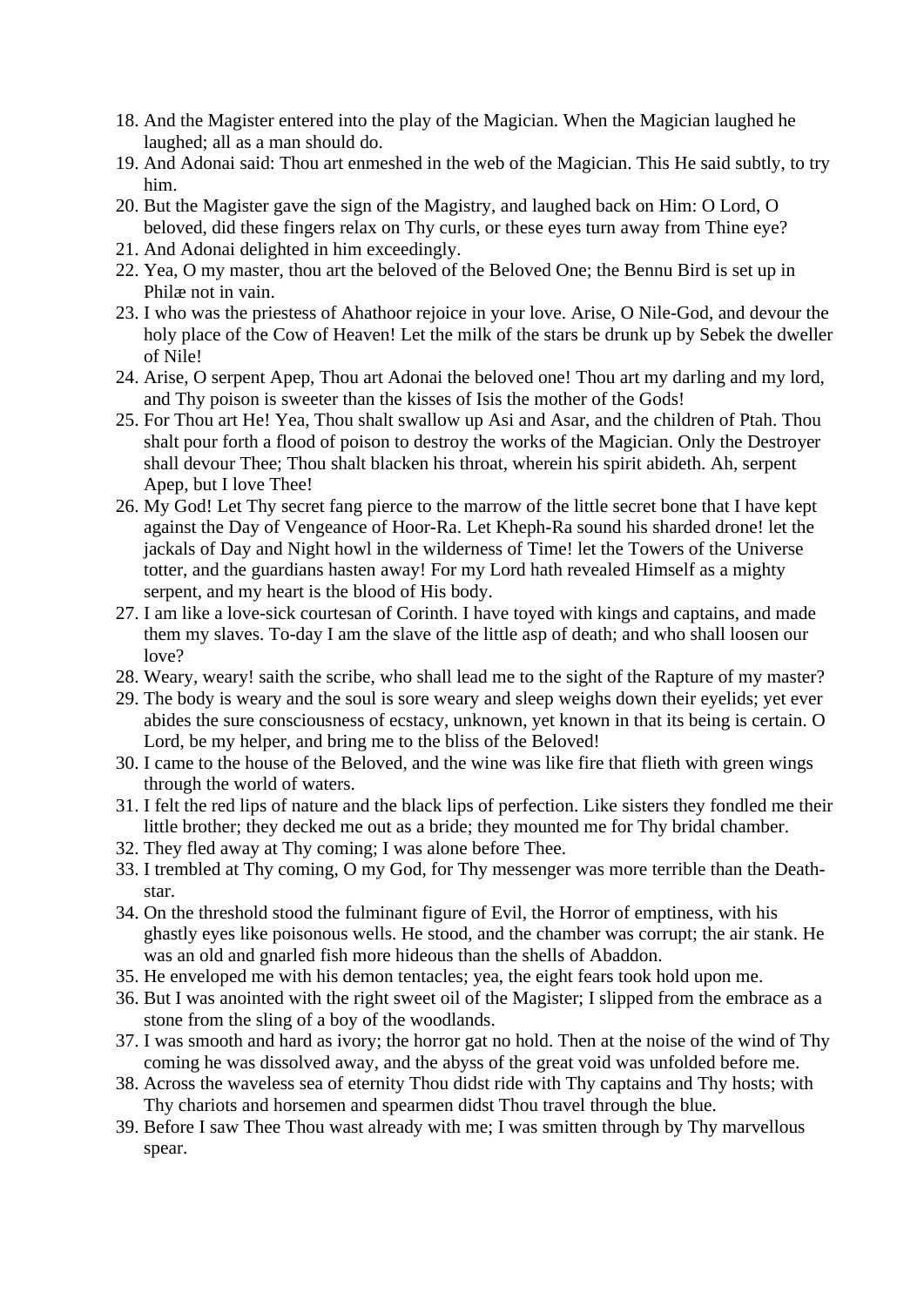18. And the Magister entered into the play of the Magician. When the Magician laughed he laughed; all as a man should do.
19. And Adonai said: Thou art enmeshed in the web of the Magician. This He said subtly, to try him.
20. But the Magister gave the sign of the Magistry, and laughed back on Him: O Lord, O beloved, did these fingers relax on Thy curls, or these eyes turn away from Thine eye?
21. And Adonai delighted in him exceedingly.
22. Yea, O my master, thou art the beloved of the Beloved One; the Bennu Bird is set up in Philæ not in vain.
23. I who was the priestess of Ahathoor rejoice in your love. Arise, O Nile-God, and devour the holy place of the Cow of Heaven! Let the milk of the stars be drunk up by Sebek the dweller of Nile!
24. Arise, O serpent Apep, Thou art Adonai the beloved one! Thou art my darling and my lord, and Thy poison is sweeter than the kisses of Isis the mother of the Gods!
25. For Thou art He! Yea, Thou shalt swallow up Asi and Asar, and the children of Ptah. Thou shalt pour forth a flood of poison to destroy the works of the Magician. Only the Destroyer shall devour Thee; Thou shalt blacken his throat, wherein his spirit abideth. Ah, serpent Apep, but I love Thee!
26. My God! Let Thy secret fang pierce to the marrow of the little secret bone that I have kept against the Day of Vengeance of Hoor-Ra. Let Kheph-Ra sound his sharded drone! let the jackals of Day and Night howl in the wilderness of Time! let the Towers of the Universe totter, and the guardians hasten away! For my Lord hath revealed Himself as a mighty serpent, and my heart is the blood of His body.
27. I am like a love-sick courtesan of Corinth. I have toyed with kings and captains, and made them my slaves. To-day I am the slave of the little asp of death; and who shall loosen our love?
28. Weary, weary! saith the scribe, who shall lead me to the sight of the Rapture of my master?
29. The body is weary and the soul is sore weary and sleep weighs down their eyelids; yet ever abides the sure consciousness of ecstacy, unknown, yet known in that its being is certain. O Lord, be my helper, and bring me to the bliss of the Beloved!
30. I came to the house of the Beloved, and the wine was like fire that flieth with green wings through the world of waters.
31. I felt the red lips of nature and the black lips of perfection. Like sisters they fondled me their little brother; they decked me out as a bride; they mounted me for Thy bridal chamber.
32. They fled away at Thy coming; I was alone before Thee.
33. I trembled at Thy coming, O my God, for Thy messenger was more terrible than the Death-star.
34. On the threshold stood the fulminant figure of Evil, the Horror of emptiness, with his ghastly eyes like poisonous wells. He stood, and the chamber was corrupt; the air stank. He was an old and gnarled fish more hideous than the shells of Abaddon.
35. He enveloped me with his demon tentacles; yea, the eight fears took hold upon me.
36. But I was anointed with the right sweet oil of the Magister; I slipped from the embrace as a stone from the sling of a boy of the woodlands.
37. I was smooth and hard as ivory; the horror gat no hold. Then at the noise of the wind of Thy coming he was dissolved away, and the abyss of the great void was unfolded before me.
38. Across the waveless sea of eternity Thou didst ride with Thy captains and Thy hosts; with Thy chariots and horsemen and spearmen didst Thou travel through the blue.
39. Before I saw Thee Thou wast already with me; I was smitten through by Thy marvellous spear.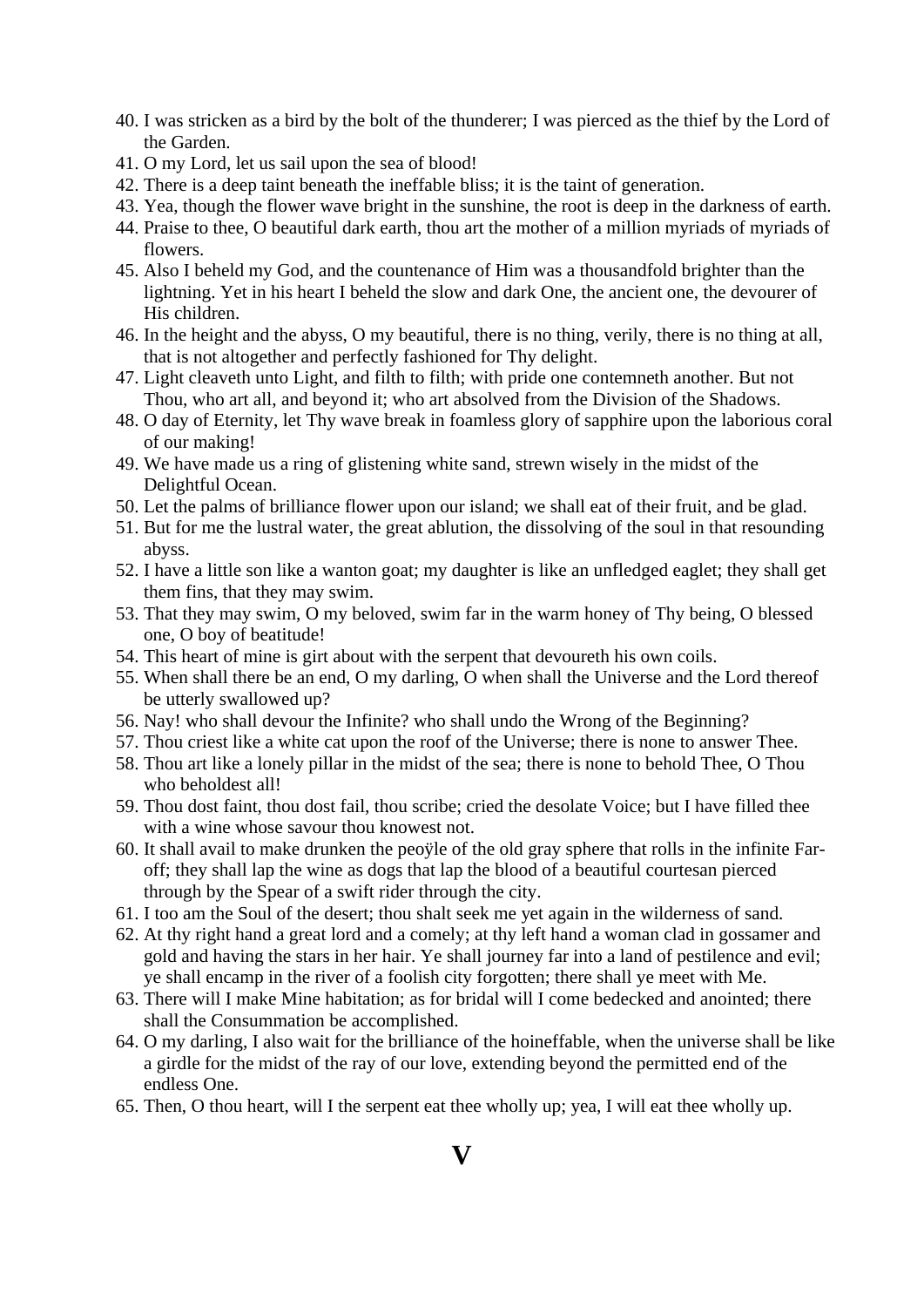40. I was stricken as a bird by the bolt of the thunderer; I was pierced as the thief by the Lord of the Garden.
41. O my Lord, let us sail upon the sea of blood!
42. There is a deep taint beneath the ineffable bliss; it is the taint of generation.
43. Yea, though the flower wave bright in the sunshine, the root is deep in the darkness of earth.
44. Praise to thee, O beautiful dark earth, thou art the mother of a million myriads of myriads of flowers.
45. Also I beheld my God, and the countenance of Him was a thousandfold brighter than the lightning. Yet in his heart I beheld the slow and dark One, the ancient one, the devourer of His children.
46. In the height and the abyss, O my beautiful, there is no thing, verily, there is no thing at all, that is not altogether and perfectly fashioned for Thy delight.
47. Light cleaveth unto Light, and filth to filth; with pride one contemneth another. But not Thou, who art all, and beyond it; who art absolved from the Division of the Shadows.
48. O day of Eternity, let Thy wave break in foamless glory of sapphire upon the laborious coral of our making!
49. We have made us a ring of glistening white sand, strewn wisely in the midst of the Delightful Ocean.
50. Let the palms of brilliance flower upon our island; we shall eat of their fruit, and be glad.
51. But for me the lustral water, the great ablution, the dissolving of the soul in that resounding abyss.
52. I have a little son like a wanton goat; my daughter is like an unfledged eaglet; they shall get them fins, that they may swim.
53. That they may swim, O my beloved, swim far in the warm honey of Thy being, O blessed one, O boy of beatitude!
54. This heart of mine is girt about with the serpent that devoureth his own coils.
55. When shall there be an end, O my darling, O when shall the Universe and the Lord thereof be utterly swallowed up?
56. Nay! who shall devour the Infinite? who shall undo the Wrong of the Beginning?
57. Thou criest like a white cat upon the roof of the Universe; there is none to answer Thee.
58. Thou art like a lonely pillar in the midst of the sea; there is none to behold Thee, O Thou who beholdest all!
59. Thou dost faint, thou dost fail, thou scribe; cried the desolate Voice; but I have filled thee with a wine whose savour thou knowest not.
60. It shall avail to make drunken the peoÿle of the old gray sphere that rolls in the infinite Far-off; they shall lap the wine as dogs that lap the blood of a beautiful courtesan pierced through by the Spear of a swift rider through the city.
61. I too am the Soul of the desert; thou shalt seek me yet again in the wilderness of sand.
62. At thy right hand a great lord and a comely; at thy left hand a woman clad in gossamer and gold and having the stars in her hair. Ye shall journey far into a land of pestilence and evil; ye shall encamp in the river of a foolish city forgotten; there shall ye meet with Me.
63. There will I make Mine habitation; as for bridal will I come bedecked and anointed; there shall the Consummation be accomplished.
64. O my darling, I also wait for the brilliance of the hoineffable, when the universe shall be like a girdle for the midst of the ray of our love, extending beyond the permitted end of the endless One.
65. Then, O thou heart, will I the serpent eat thee wholly up; yea, I will eat thee wholly up.

# V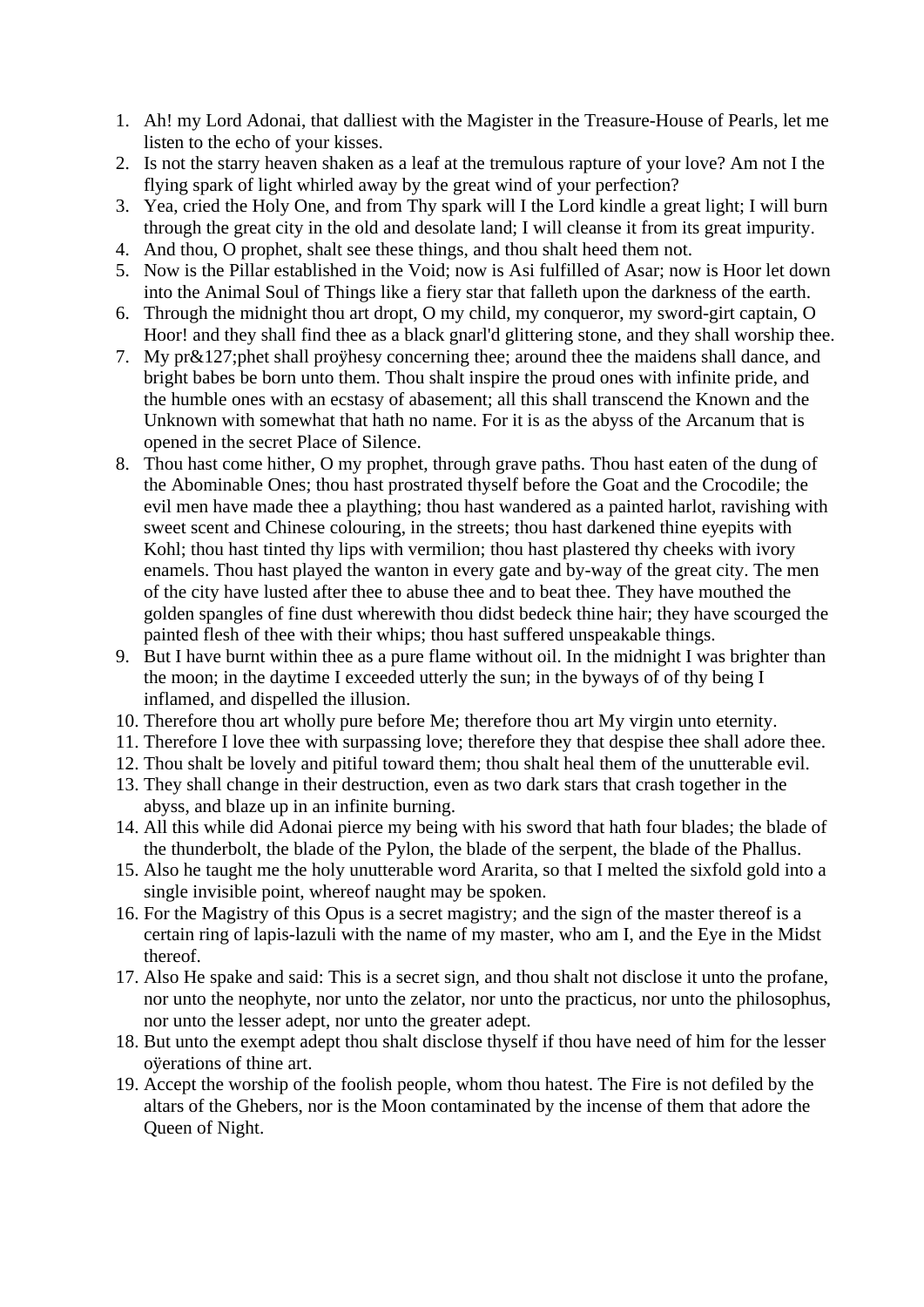1. Ah! my Lord Adonai, that dalliest with the Magister in the Treasure-House of Pearls, let me listen to the echo of your kisses.
2. Is not the starry heaven shaken as a leaf at the tremulous rapture of your love? Am not I the flying spark of light whirled away by the great wind of your perfection?
3. Yea, cried the Holy One, and from Thy spark will I the Lord kindle a great light; I will burn through the great city in the old and desolate land; I will cleanse it from its great impurity.
4. And thou, O prophet, shalt see these things, and thou shalt heed them not.
5. Now is the Pillar established in the Void; now is Asi fulfilled of Asar; now is Hoor let down into the Animal Soul of Things like a fiery star that falleth upon the darkness of the earth.
6. Through the midnight thou art dropt, O my child, my conqueror, my sword-girt captain, O Hoor! and they shall find thee as a black gnarl'd glittering stone, and they shall worship thee.
7. My pr&127;phet shall proÿhesy concerning thee; around thee the maidens shall dance, and bright babes be born unto them. Thou shalt inspire the proud ones with infinite pride, and the humble ones with an ecstasy of abasement; all this shall transcend the Known and the Unknown with somewhat that hath no name. For it is as the abyss of the Arcanum that is opened in the secret Place of Silence.
8. Thou hast come hither, O my prophet, through grave paths. Thou hast eaten of the dung of the Abominable Ones; thou hast prostrated thyself before the Goat and the Crocodile; the evil men have made thee a plaything; thou hast wandered as a painted harlot, ravishing with sweet scent and Chinese colouring, in the streets; thou hast darkened thine eyepits with Kohl; thou hast tinted thy lips with vermilion; thou hast plastered thy cheeks with ivory enamels. Thou hast played the wanton in every gate and by-way of the great city. The men of the city have lusted after thee to abuse thee and to beat thee. They have mouthed the golden spangles of fine dust wherewith thou didst bedeck thine hair; they have scourged the painted flesh of thee with their whips; thou hast suffered unspeakable things.
9. But I have burnt within thee as a pure flame without oil. In the midnight I was brighter than the moon; in the daytime I exceeded utterly the sun; in the byways of of thy being I inflamed, and dispelled the illusion.
10. Therefore thou art wholly pure before Me; therefore thou art My virgin unto eternity.
11. Therefore I love thee with surpassing love; therefore they that despise thee shall adore thee.
12. Thou shalt be lovely and pitiful toward them; thou shalt heal them of the unutterable evil.
13. They shall change in their destruction, even as two dark stars that crash together in the abyss, and blaze up in an infinite burning.
14. All this while did Adonai pierce my being with his sword that hath four blades; the blade of the thunderbolt, the blade of the Pylon, the blade of the serpent, the blade of the Phallus.
15. Also he taught me the holy unutterable word Ararita, so that I melted the sixfold gold into a single invisible point, whereof naught may be spoken.
16. For the Magistry of this Opus is a secret magistry; and the sign of the master thereof is a certain ring of lapis-lazuli with the name of my master, who am I, and the Eye in the Midst thereof.
17. Also He spake and said: This is a secret sign, and thou shalt not disclose it unto the profane, nor unto the neophyte, nor unto the zelator, nor unto the practicus, nor unto the philosophus, nor unto the lesser adept, nor unto the greater adept.
18. But unto the exempt adept thou shalt disclose thyself if thou have need of him for the lesser oÿerations of thine art.
19. Accept the worship of the foolish people, whom thou hatest. The Fire is not defiled by the altars of the Ghebers, nor is the Moon contaminated by the incense of them that adore the Queen of Night.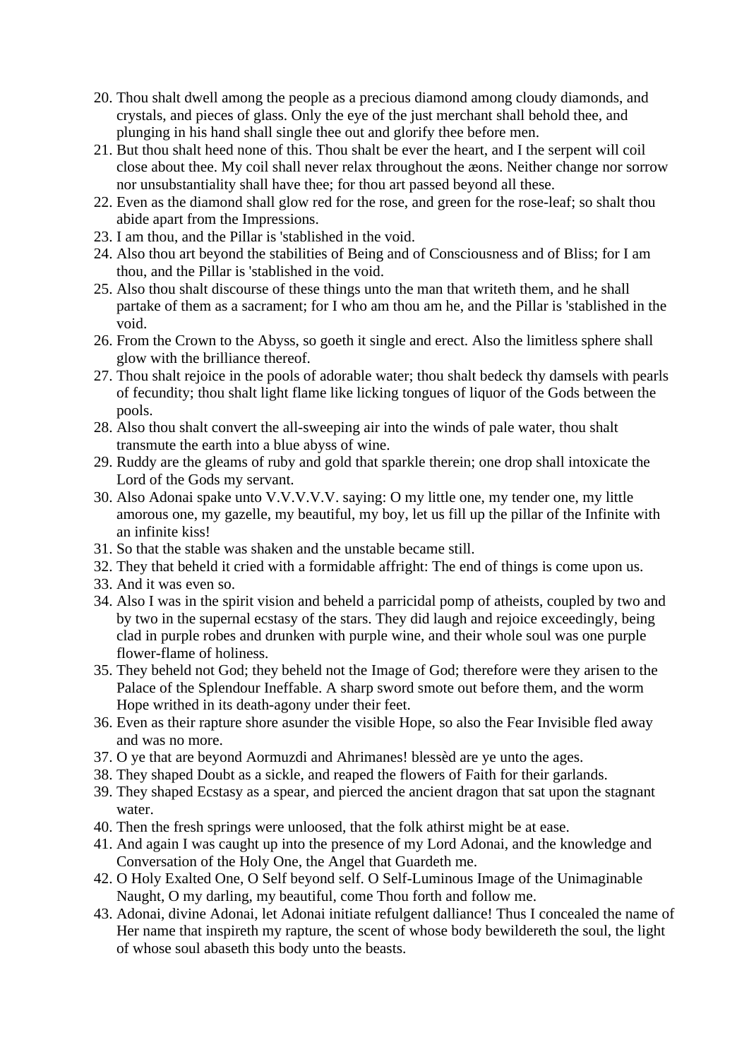20. Thou shalt dwell among the people as a precious diamond among cloudy diamonds, and crystals, and pieces of glass. Only the eye of the just merchant shall behold thee, and plunging in his hand shall single thee out and glorify thee before men.
21. But thou shalt heed none of this. Thou shalt be ever the heart, and I the serpent will coil close about thee. My coil shall never relax throughout the æons. Neither change nor sorrow nor unsubstantiality shall have thee; for thou art passed beyond all these.
22. Even as the diamond shall glow red for the rose, and green for the rose-leaf; so shalt thou abide apart from the Impressions.
23. I am thou, and the Pillar is 'stablished in the void.
24. Also thou art beyond the stabilities of Being and of Consciousness and of Bliss; for I am thou, and the Pillar is 'stablished in the void.
25. Also thou shalt discourse of these things unto the man that writeth them, and he shall partake of them as a sacrament; for I who am thou am he, and the Pillar is 'stablished in the void.
26. From the Crown to the Abyss, so goeth it single and erect. Also the limitless sphere shall glow with the brilliance thereof.
27. Thou shalt rejoice in the pools of adorable water; thou shalt bedeck thy damsels with pearls of fecundity; thou shalt light flame like licking tongues of liquor of the Gods between the pools.
28. Also thou shalt convert the all-sweeping air into the winds of pale water, thou shalt transmute the earth into a blue abyss of wine.
29. Ruddy are the gleams of ruby and gold that sparkle therein; one drop shall intoxicate the Lord of the Gods my servant.
30. Also Adonai spake unto V.V.V.V.V. saying: O my little one, my tender one, my little amorous one, my gazelle, my beautiful, my boy, let us fill up the pillar of the Infinite with an infinite kiss!
31. So that the stable was shaken and the unstable became still.
32. They that beheld it cried with a formidable affright: The end of things is come upon us.
33. And it was even so.
34. Also I was in the spirit vision and beheld a parricidal pomp of atheists, coupled by two and by two in the supernal ecstasy of the stars. They did laugh and rejoice exceedingly, being clad in purple robes and drunken with purple wine, and their whole soul was one purple flower-flame of holiness.
35. They beheld not God; they beheld not the Image of God; therefore were they arisen to the Palace of the Splendour Ineffable. A sharp sword smote out before them, and the worm Hope writhed in its death-agony under their feet.
36. Even as their rapture shore asunder the visible Hope, so also the Fear Invisible fled away and was no more.
37. O ye that are beyond Aormuzdi and Ahrimanes! blessèd are ye unto the ages.
38. They shaped Doubt as a sickle, and reaped the flowers of Faith for their garlands.
39. They shaped Ecstasy as a spear, and pierced the ancient dragon that sat upon the stagnant water.
40. Then the fresh springs were unloosed, that the folk athirst might be at ease.
41. And again I was caught up into the presence of my Lord Adonai, and the knowledge and Conversation of the Holy One, the Angel that Guardeth me.
42. O Holy Exalted One, O Self beyond self. O Self-Luminous Image of the Unimaginable Naught, O my darling, my beautiful, come Thou forth and follow me.
43. Adonai, divine Adonai, let Adonai initiate refulgent dalliance! Thus I concealed the name of Her name that inspireth my rapture, the scent of whose body bewildereth the soul, the light of whose soul abaseth this body unto the beasts.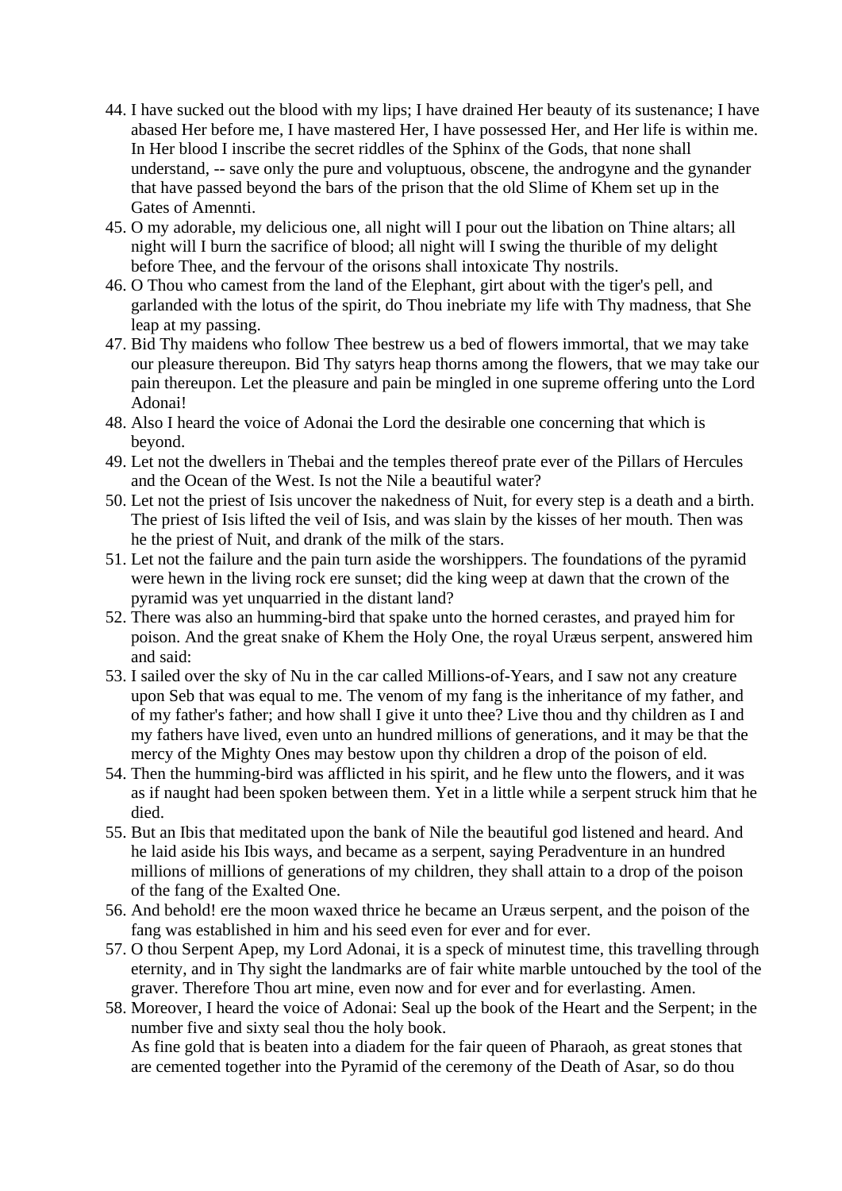44. I have sucked out the blood with my lips; I have drained Her beauty of its sustenance; I have abased Her before me, I have mastered Her, I have possessed Her, and Her life is within me. In Her blood I inscribe the secret riddles of the Sphinx of the Gods, that none shall understand, -- save only the pure and voluptuous, obscene, the androgyne and the gynander that have passed beyond the bars of the prison that the old Slime of Khem set up in the Gates of Amennti.
45. O my adorable, my delicious one, all night will I pour out the libation on Thine altars; all night will I burn the sacrifice of blood; all night will I swing the thurible of my delight before Thee, and the fervour of the orisons shall intoxicate Thy nostrils.
46. O Thou who camest from the land of the Elephant, girt about with the tiger's pell, and garlanded with the lotus of the spirit, do Thou inebriate my life with Thy madness, that She leap at my passing.
47. Bid Thy maidens who follow Thee bestrew us a bed of flowers immortal, that we may take our pleasure thereupon. Bid Thy satyrs heap thorns among the flowers, that we may take our pain thereupon. Let the pleasure and pain be mingled in one supreme offering unto the Lord Adonai!
48. Also I heard the voice of Adonai the Lord the desirable one concerning that which is beyond.
49. Let not the dwellers in Thebai and the temples thereof prate ever of the Pillars of Hercules and the Ocean of the West. Is not the Nile a beautiful water?
50. Let not the priest of Isis uncover the nakedness of Nuit, for every step is a death and a birth. The priest of Isis lifted the veil of Isis, and was slain by the kisses of her mouth. Then was he the priest of Nuit, and drank of the milk of the stars.
51. Let not the failure and the pain turn aside the worshippers. The foundations of the pyramid were hewn in the living rock ere sunset; did the king weep at dawn that the crown of the pyramid was yet unquarried in the distant land?
52. There was also an humming-bird that spake unto the horned cerastes, and prayed him for poison. And the great snake of Khem the Holy One, the royal Uræus serpent, answered him and said:
53. I sailed over the sky of Nu in the car called Millions-of-Years, and I saw not any creature upon Seb that was equal to me. The venom of my fang is the inheritance of my father, and of my father's father; and how shall I give it unto thee? Live thou and thy children as I and my fathers have lived, even unto an hundred millions of generations, and it may be that the mercy of the Mighty Ones may bestow upon thy children a drop of the poison of eld.
54. Then the humming-bird was afflicted in his spirit, and he flew unto the flowers, and it was as if naught had been spoken between them. Yet in a little while a serpent struck him that he died.
55. But an Ibis that meditated upon the bank of Nile the beautiful god listened and heard. And he laid aside his Ibis ways, and became as a serpent, saying Peradventure in an hundred millions of millions of generations of my children, they shall attain to a drop of the poison of the fang of the Exalted One.
56. And behold! ere the moon waxed thrice he became an Uræus serpent, and the poison of the fang was established in him and his seed even for ever and for ever.
57. O thou Serpent Apep, my Lord Adonai, it is a speck of minutest time, this travelling through eternity, and in Thy sight the landmarks are of fair white marble untouched by the tool of the graver. Therefore Thou art mine, even now and for ever and for everlasting. Amen.
58. Moreover, I heard the voice of Adonai: Seal up the book of the Heart and the Serpent; in the number five and sixty seal thou the holy book.
    As fine gold that is beaten into a diadem for the fair queen of Pharaoh, as great stones that are cemented together into the Pyramid of the ceremony of the Death of Asar, so do thou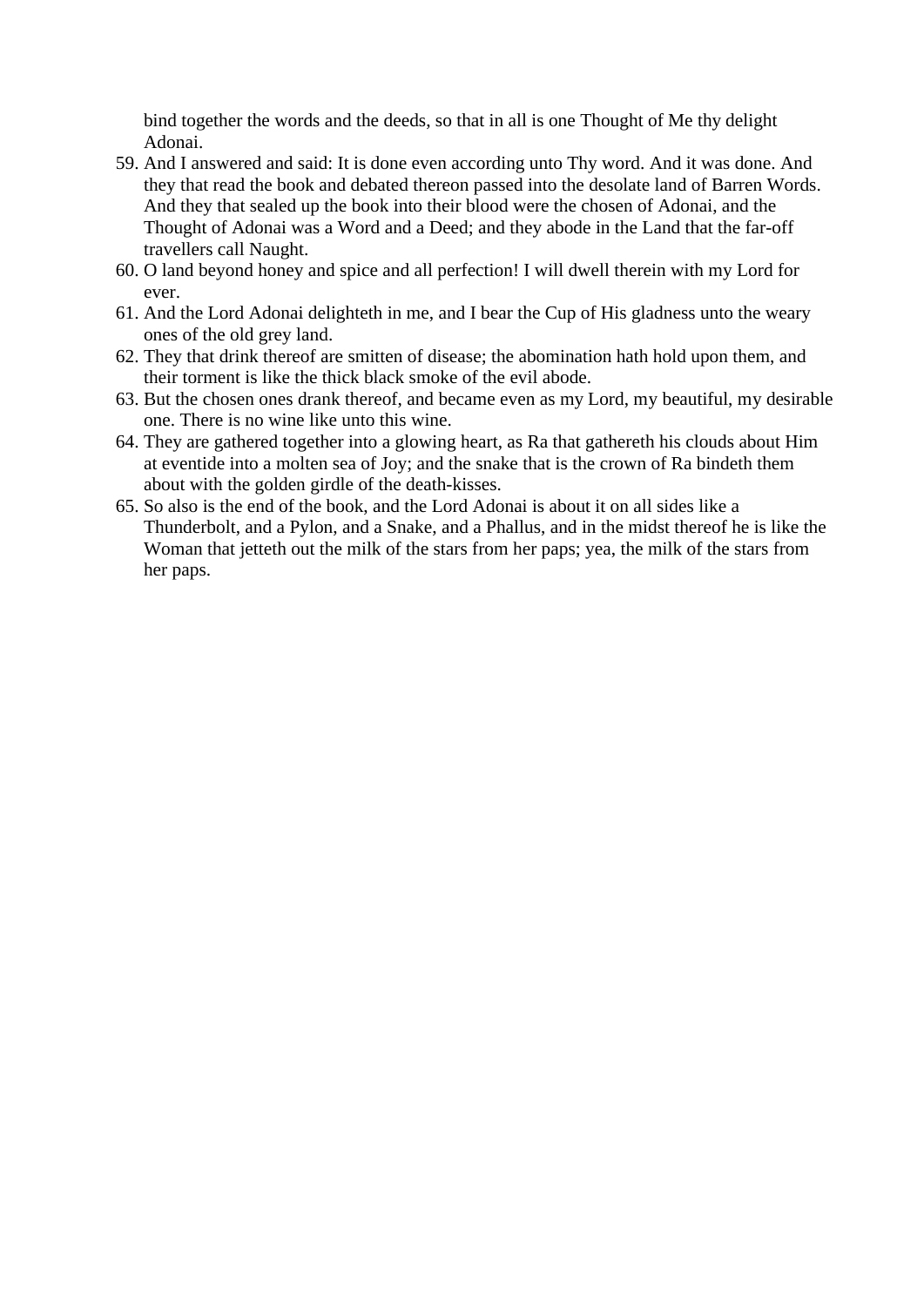bind together the words and the deeds, so that in all is one Thought of Me thy delight Adonai.

59. And I answered and said: It is done even according unto Thy word. And it was done. And they that read the book and debated thereon passed into the desolate land of Barren Words. And they that sealed up the book into their blood were the chosen of Adonai, and the Thought of Adonai was a Word and a Deed; and they abode in the Land that the far-off travellers call Naught.
60. O land beyond honey and spice and all perfection! I will dwell therein with my Lord for ever.
61. And the Lord Adonai delighteth in me, and I bear the Cup of His gladness unto the weary ones of the old grey land.
62. They that drink thereof are smitten of disease; the abomination hath hold upon them, and their torment is like the thick black smoke of the evil abode.
63. But the chosen ones drank thereof, and became even as my Lord, my beautiful, my desirable one. There is no wine like unto this wine.
64. They are gathered together into a glowing heart, as Ra that gathereth his clouds about Him at eventide into a molten sea of Joy; and the snake that is the crown of Ra bindeth them about with the golden girdle of the death-kisses.
65. So also is the end of the book, and the Lord Adonai is about it on all sides like a Thunderbolt, and a Pylon, and a Snake, and a Phallus, and in the midst thereof he is like the Woman that jetteth out the milk of the stars from her paps; yea, the milk of the stars from her paps.